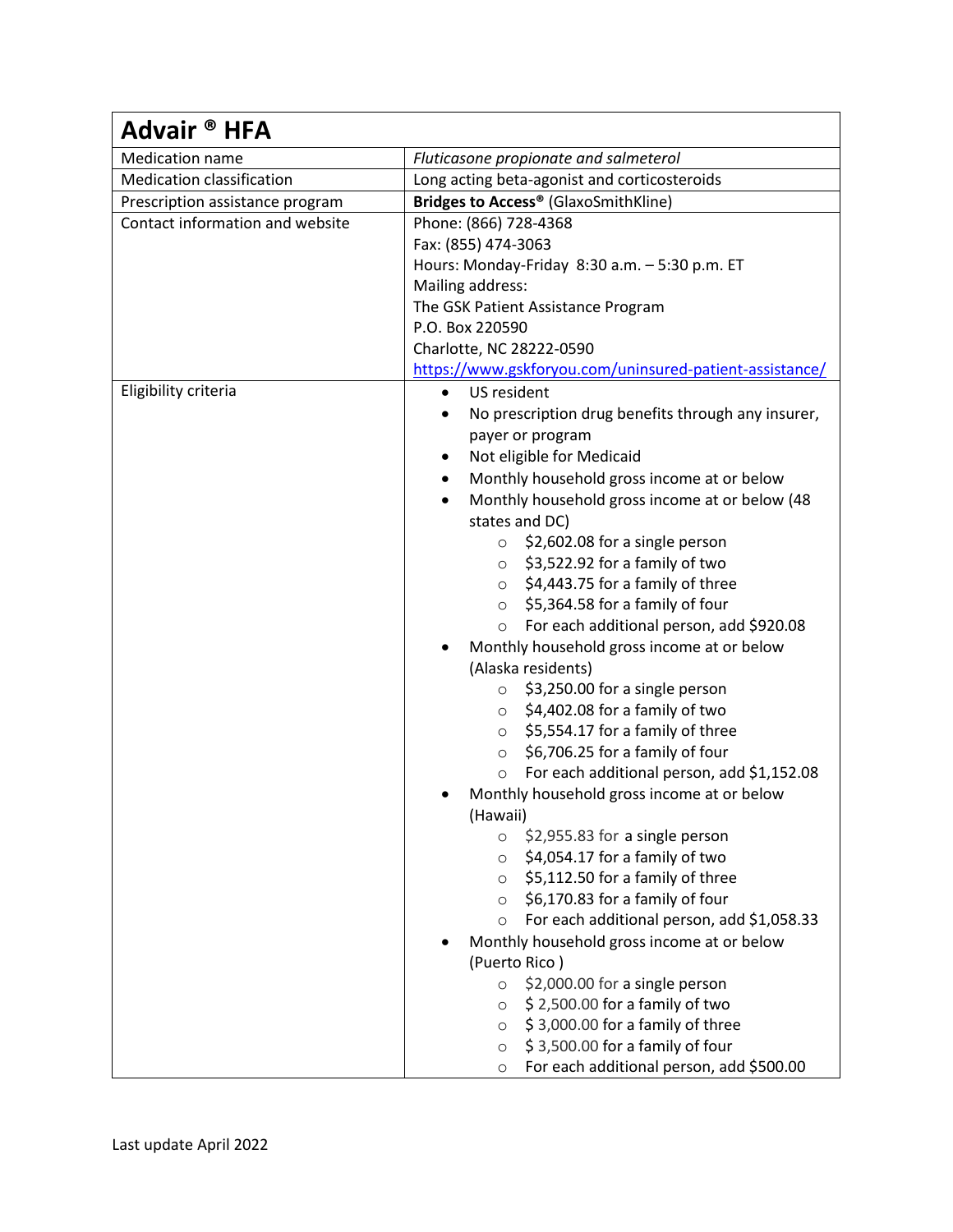| Advair ® HFA | |
|---|---|
| Medication name | *Fluticasone propionate and salmeterol* |
| Medication classification | Long acting beta-agonist and corticosteroids |
| Prescription assistance program | **Bridges to Access®** (GlaxoSmithKline) |
| Contact information and website | Phone: (866) 728-4368<br>Fax: (855) 474-3063<br>Hours: Monday-Friday 8:30 a.m. – 5:30 p.m. ET<br>Mailing address:<br>The GSK Patient Assistance Program<br>P.O. Box 220590<br>Charlotte, NC 28222-0590<br>https://www.gskforyou.com/uninsured-patient-assistance/ |
| Eligibility criteria | • US resident<br>• No prescription drug benefits through any insurer, payer or program<br>• Not eligible for Medicaid<br>• Monthly household gross income at or below<br>• Monthly household gross income at or below (48 states and DC)<br>  ○ $2,602.08 for a single person<br>  ○ $3,522.92 for a family of two<br>  ○ $4,443.75 for a family of three<br>  ○ $5,364.58 for a family of four<br>  ○ For each additional person, add $920.08<br>• Monthly household gross income at or below (Alaska residents)<br>  ○ $3,250.00 for a single person<br>  ○ $4,402.08 for a family of two<br>  ○ $5,554.17 for a family of three<br>  ○ $6,706.25 for a family of four<br>  ○ For each additional person, add $1,152.08<br>• Monthly household gross income at or below (Hawaii)<br>  ○ $2,955.83 for a single person<br>  ○ $4,054.17 for a family of two<br>  ○ $5,112.50 for a family of three<br>  ○ $6,170.83 for a family of four<br>  ○ For each additional person, add $1,058.33<br>• Monthly household gross income at or below (Puerto Rico )<br>  ○ $2,000.00 for a single person<br>  ○ $ 2,500.00 for a family of two<br>  ○ $ 3,000.00 for a family of three<br>  ○ $ 3,500.00 for a family of four<br>  ○ For each additional person, add $500.00 |

Last update April 2022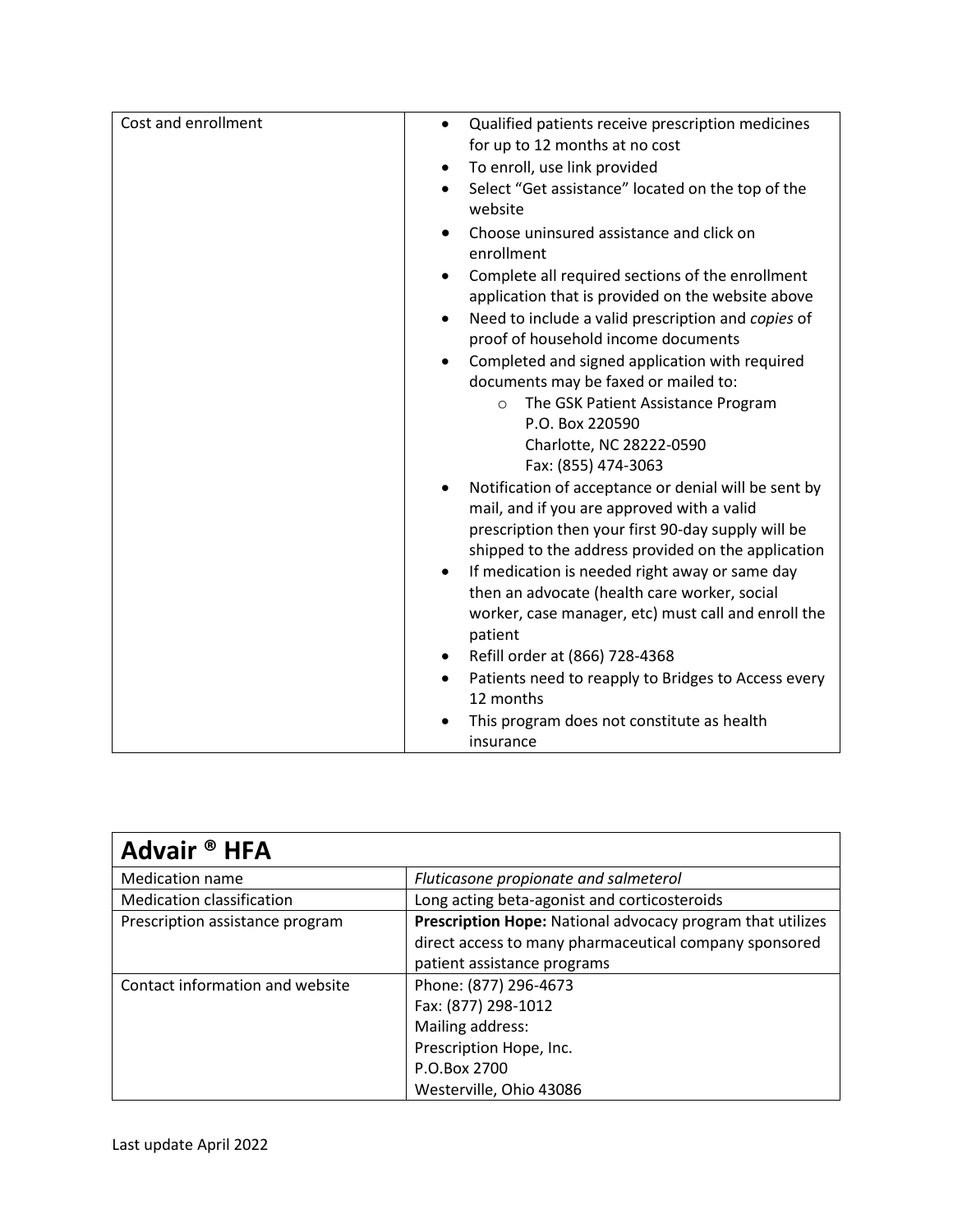| Cost and enrollment | <ul><li>Qualified patients receive prescription medicines for up to 12 months at no cost</li><li>To enroll, use link provided</li><li>Select "Get assistance" located on the top of the website</li><li>Choose uninsured assistance and click on enrollment</li><li>Complete all required sections of the enrollment application that is provided on the website above</li><li>Need to include a valid prescription and *copies* of proof of household income documents</li><li>Completed and signed application with required documents may be faxed or mailed to:<ul><li>The GSK Patient Assistance Program<br>P.O. Box 220590<br>Charlotte, NC 28222-0590<br>Fax: (855) 474-3063</li></ul></li><li>Notification of acceptance or denial will be sent by mail, and if you are approved with a valid prescription then your first 90-day supply will be shipped to the address provided on the application</li><li>If medication is needed right away or same day then an advocate (health care worker, social worker, case manager, etc) must call and enroll the patient</li><li>Refill order at (866) 728-4368</li><li>Patients need to reapply to Bridges to Access every 12 months</li><li>This program does not constitute as health insurance</li></ul> |
|---|---|

| **Advair ® HFA** | |
|---|---|
| Medication name | *Fluticasone propionate and salmeterol* |
| Medication classification | Long acting beta-agonist and corticosteroids |
| Prescription assistance program | **Prescription Hope:** National advocacy program that utilizes direct access to many pharmaceutical company sponsored patient assistance programs |
| Contact information and website | Phone: (877) 296-4673<br>Fax: (877) 298-1012<br>Mailing address:<br>Prescription Hope, Inc.<br>P.O.Box 2700<br>Westerville, Ohio 43086 |

Last update April 2022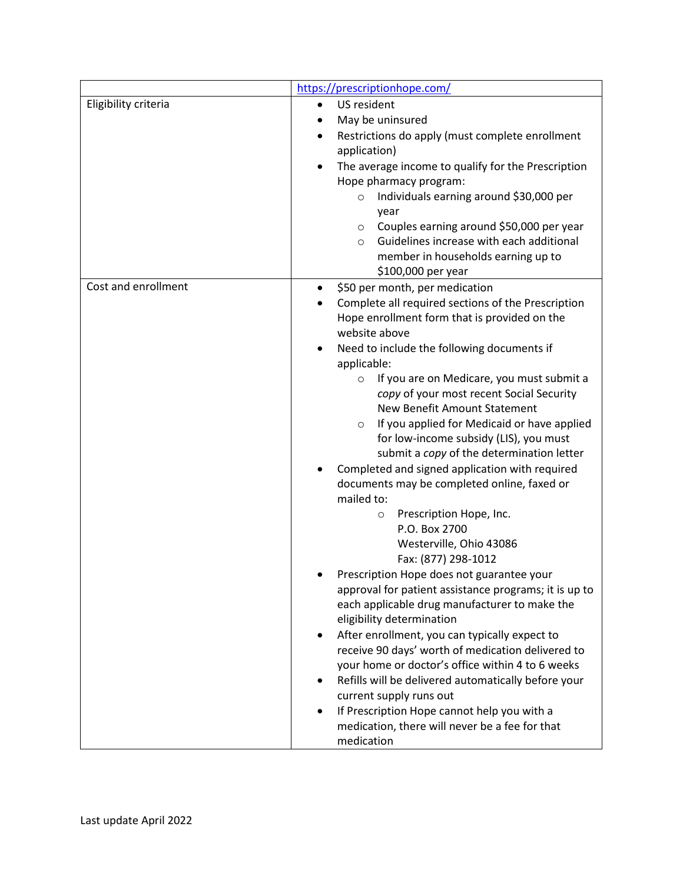| | https://prescriptionhope.com/ |
|---|---|
| Eligibility criteria | • US resident<br>• May be uninsured<br>• Restrictions do apply (must complete enrollment application)<br>• The average income to qualify for the Prescription Hope pharmacy program:<br>  ○ Individuals earning around $30,000 per year<br>  ○ Couples earning around $50,000 per year<br>  ○ Guidelines increase with each additional member in households earning up to $100,000 per year |
| Cost and enrollment | • $50 per month, per medication<br>• Complete all required sections of the Prescription Hope enrollment form that is provided on the website above<br>• Need to include the following documents if applicable:<br>  ○ If you are on Medicare, you must submit a *copy* of your most recent Social Security New Benefit Amount Statement<br>  ○ If you applied for Medicaid or have applied for low-income subsidy (LIS), you must submit a *copy* of the determination letter<br>• Completed and signed application with required documents may be completed online, faxed or mailed to:<br>  ○ Prescription Hope, Inc.<br>    P.O. Box 2700<br>    Westerville, Ohio 43086<br>    Fax: (877) 298-1012<br>• Prescription Hope does not guarantee your approval for patient assistance programs; it is up to each applicable drug manufacturer to make the eligibility determination<br>• After enrollment, you can typically expect to receive 90 days' worth of medication delivered to your home or doctor's office within 4 to 6 weeks<br>• Refills will be delivered automatically before your current supply runs out<br>• If Prescription Hope cannot help you with a medication, there will never be a fee for that medication |

Last update April 2022